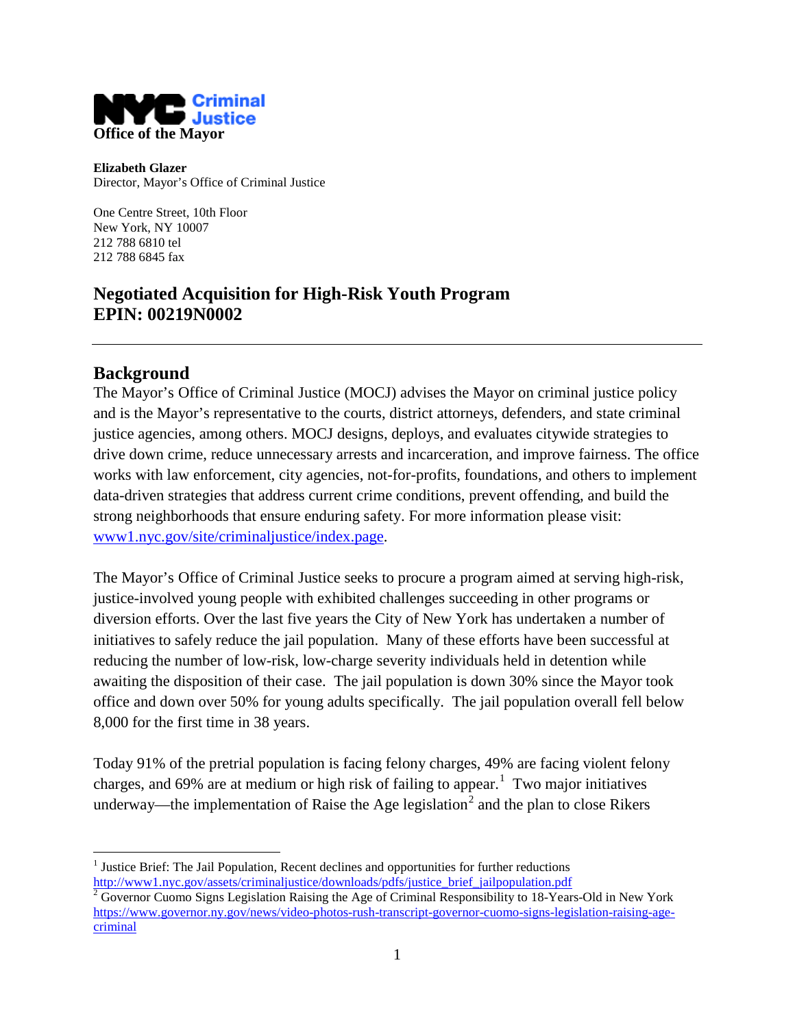**NYC Criminal Justice**
**Office of the Mayor**

**Elizabeth Glazer**
Director, Mayor's Office of Criminal Justice

One Centre Street, 10th Floor
New York, NY 10007
212 788 6810 tel
212 788 6845 fax

# Negotiated Acquisition for High-Risk Youth Program
# EPIN: 00219N0002

---

## Background

The Mayor's Office of Criminal Justice (MOCJ) advises the Mayor on criminal justice policy and is the Mayor's representative to the courts, district attorneys, defenders, and state criminal justice agencies, among others. MOCJ designs, deploys, and evaluates citywide strategies to drive down crime, reduce unnecessary arrests and incarceration, and improve fairness. The office works with law enforcement, city agencies, not-for-profits, foundations, and others to implement data-driven strategies that address current crime conditions, prevent offending, and build the strong neighborhoods that ensure enduring safety. For more information please visit: [www1.nyc.gov/site/criminaljustice/index.page](www1.nyc.gov/site/criminaljustice/index.page).

The Mayor's Office of Criminal Justice seeks to procure a program aimed at serving high-risk, justice-involved young people with exhibited challenges succeeding in other programs or diversion efforts. Over the last five years the City of New York has undertaken a number of initiatives to safely reduce the jail population. Many of these efforts have been successful at reducing the number of low-risk, low-charge severity individuals held in detention while awaiting the disposition of their case. The jail population is down 30% since the Mayor took office and down over 50% for young adults specifically. The jail population overall fell below 8,000 for the first time in 38 years.

Today 91% of the pretrial population is facing felony charges, 49% are facing violent felony charges, and 69% are at medium or high risk of failing to appear.[1] Two major initiatives underway—the implementation of Raise the Age legislation[2] and the plan to close Rikers

---

[1] Justice Brief: The Jail Population, Recent declines and opportunities for further reductions http://www1.nyc.gov/assets/criminaljustice/downloads/pdfs/justice_brief_jailpopulation.pdf

[2] Governor Cuomo Signs Legislation Raising the Age of Criminal Responsibility to 18-Years-Old in New York https://www.governor.ny.gov/news/video-photos-rush-transcript-governor-cuomo-signs-legislation-raising-age-criminal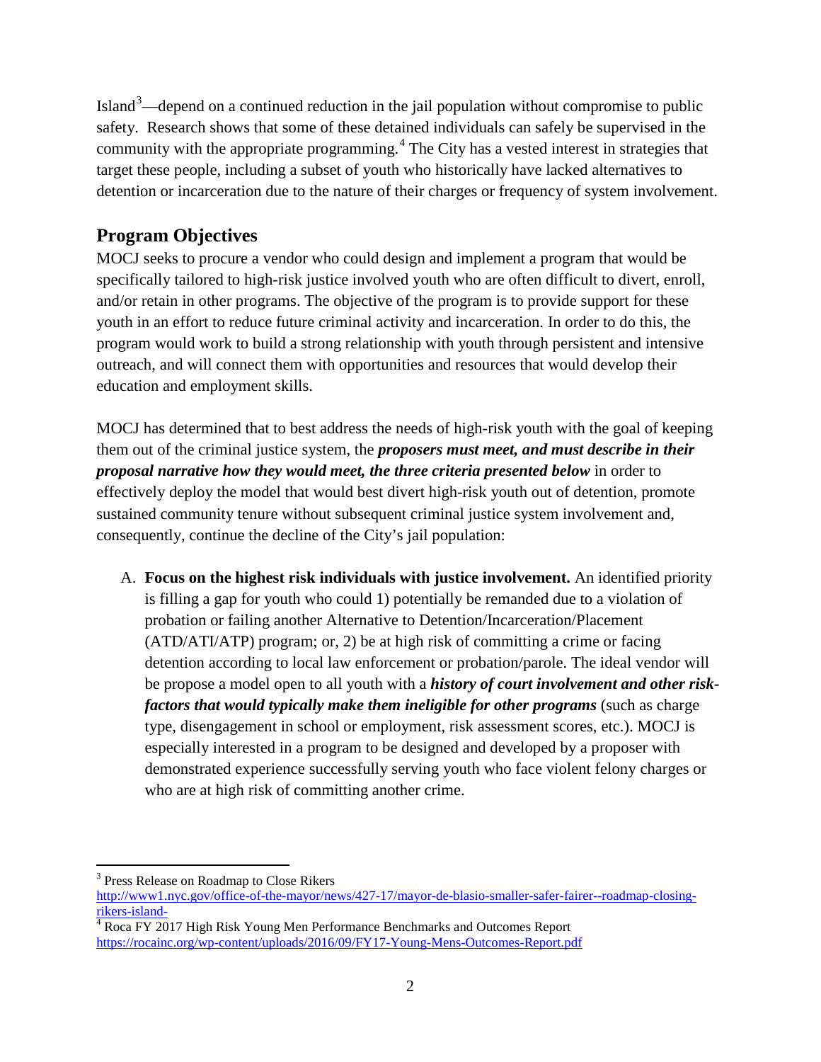Island[3]—depend on a continued reduction in the jail population without compromise to public safety. Research shows that some of these detained individuals can safely be supervised in the community with the appropriate programming.[4] The City has a vested interest in strategies that target these people, including a subset of youth who historically have lacked alternatives to detention or incarceration due to the nature of their charges or frequency of system involvement.

## Program Objectives

MOCJ seeks to procure a vendor who could design and implement a program that would be specifically tailored to high-risk justice involved youth who are often difficult to divert, enroll, and/or retain in other programs. The objective of the program is to provide support for these youth in an effort to reduce future criminal activity and incarceration. In order to do this, the program would work to build a strong relationship with youth through persistent and intensive outreach, and will connect them with opportunities and resources that would develop their education and employment skills.

MOCJ has determined that to best address the needs of high-risk youth with the goal of keeping them out of the criminal justice system, the ***proposers must meet, and must describe in their proposal narrative how they would meet, the three criteria presented below*** in order to effectively deploy the model that would best divert high-risk youth out of detention, promote sustained community tenure without subsequent criminal justice system involvement and, consequently, continue the decline of the City's jail population:

A. **Focus on the highest risk individuals with justice involvement.** An identified priority is filling a gap for youth who could 1) potentially be remanded due to a violation of probation or failing another Alternative to Detention/Incarceration/Placement (ATD/ATI/ATP) program; or, 2) be at high risk of committing a crime or facing detention according to local law enforcement or probation/parole. The ideal vendor will be propose a model open to all youth with a ***history of court involvement and other risk-factors that would typically make them ineligible for other programs*** (such as charge type, disengagement in school or employment, risk assessment scores, etc.). MOCJ is especially interested in a program to be designed and developed by a proposer with demonstrated experience successfully serving youth who face violent felony charges or who are at high risk of committing another crime.

---

[3] Press Release on Roadmap to Close Rikers
http://www1.nyc.gov/office-of-the-mayor/news/427-17/mayor-de-blasio-smaller-safer-fairer--roadmap-closing-rikers-island-

[4] Roca FY 2017 High Risk Young Men Performance Benchmarks and Outcomes Report
https://rocainc.org/wp-content/uploads/2016/09/FY17-Young-Mens-Outcomes-Report.pdf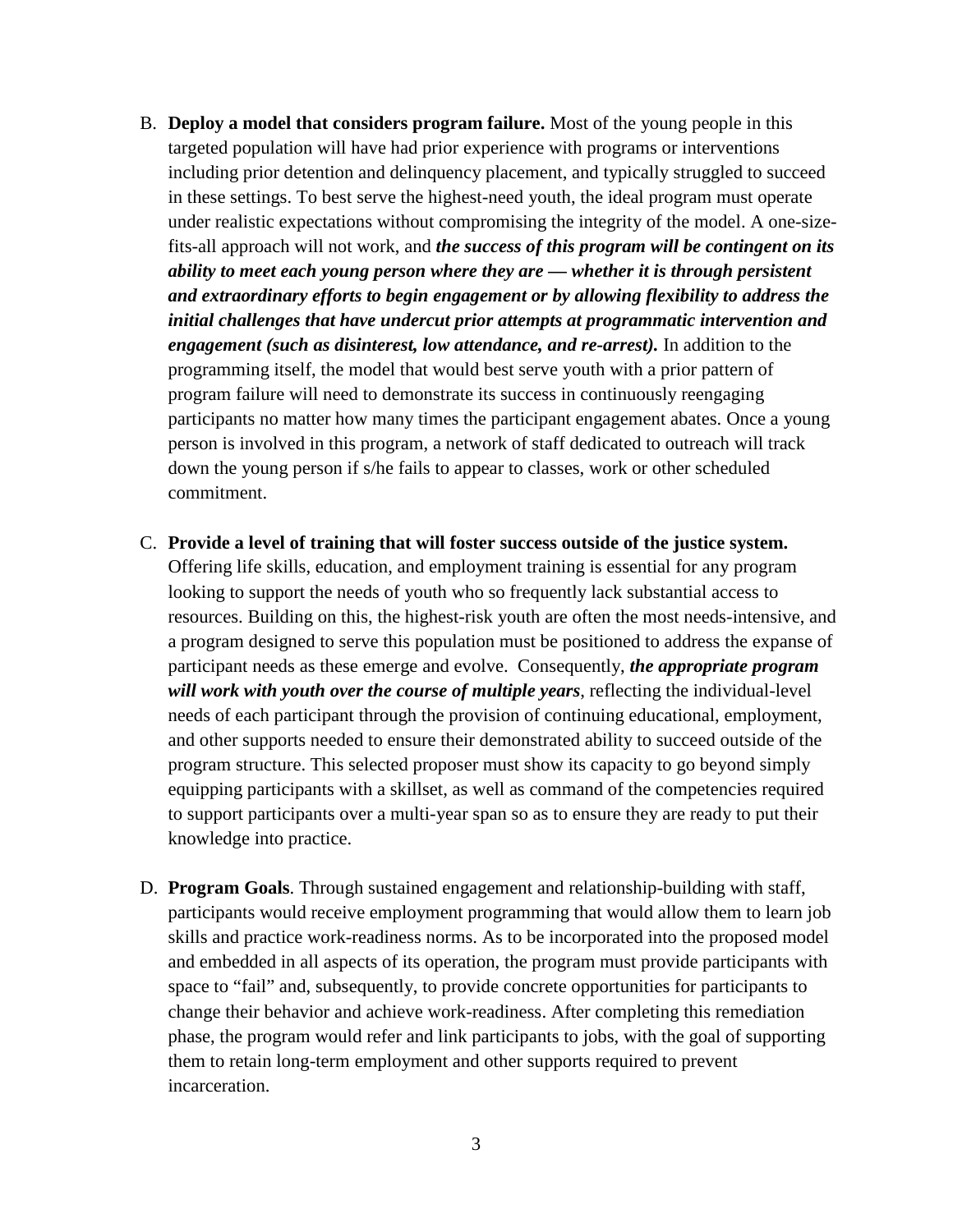B. **Deploy a model that considers program failure.** Most of the young people in this targeted population will have had prior experience with programs or interventions including prior detention and delinquency placement, and typically struggled to succeed in these settings. To best serve the highest-need youth, the ideal program must operate under realistic expectations without compromising the integrity of the model. A one-size-fits-all approach will not work, and ***the success of this program will be contingent on its ability to meet each young person where they are — whether it is through persistent and extraordinary efforts to begin engagement or by allowing flexibility to address the initial challenges that have undercut prior attempts at programmatic intervention and engagement (such as disinterest, low attendance, and re-arrest).*** In addition to the programming itself, the model that would best serve youth with a prior pattern of program failure will need to demonstrate its success in continuously reengaging participants no matter how many times the participant engagement abates. Once a young person is involved in this program, a network of staff dedicated to outreach will track down the young person if s/he fails to appear to classes, work or other scheduled commitment.

C. **Provide a level of training that will foster success outside of the justice system.** Offering life skills, education, and employment training is essential for any program looking to support the needs of youth who so frequently lack substantial access to resources. Building on this, the highest-risk youth are often the most needs-intensive, and a program designed to serve this population must be positioned to address the expanse of participant needs as these emerge and evolve. Consequently, ***the appropriate program will work with youth over the course of multiple years***, reflecting the individual-level needs of each participant through the provision of continuing educational, employment, and other supports needed to ensure their demonstrated ability to succeed outside of the program structure. This selected proposer must show its capacity to go beyond simply equipping participants with a skillset, as well as command of the competencies required to support participants over a multi-year span so as to ensure they are ready to put their knowledge into practice.

D. **Program Goals**. Through sustained engagement and relationship-building with staff, participants would receive employment programming that would allow them to learn job skills and practice work-readiness norms. As to be incorporated into the proposed model and embedded in all aspects of its operation, the program must provide participants with space to "fail" and, subsequently, to provide concrete opportunities for participants to change their behavior and achieve work-readiness. After completing this remediation phase, the program would refer and link participants to jobs, with the goal of supporting them to retain long-term employment and other supports required to prevent incarceration.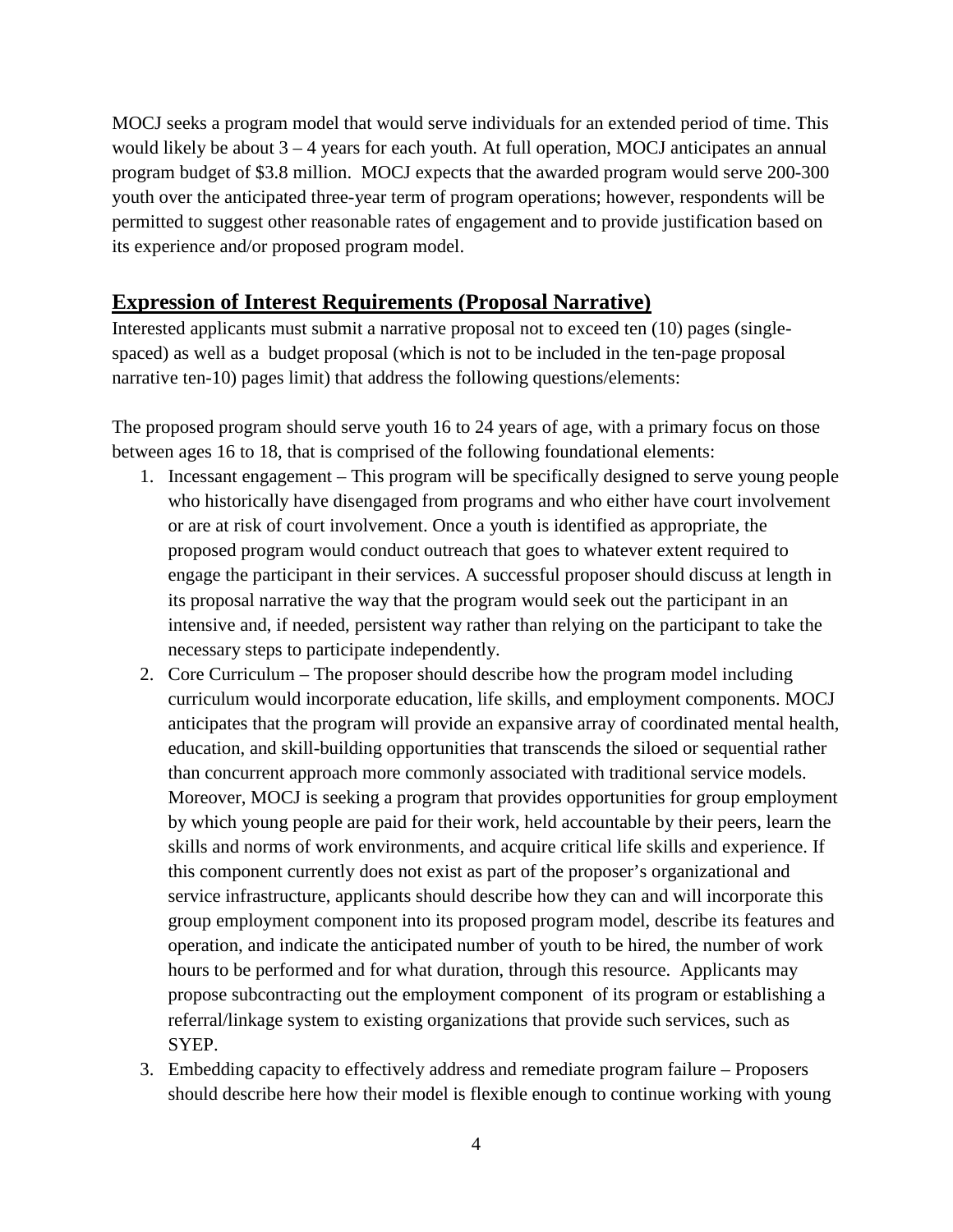MOCJ seeks a program model that would serve individuals for an extended period of time. This would likely be about 3 – 4 years for each youth. At full operation, MOCJ anticipates an annual program budget of $3.8 million. MOCJ expects that the awarded program would serve 200-300 youth over the anticipated three-year term of program operations; however, respondents will be permitted to suggest other reasonable rates of engagement and to provide justification based on its experience and/or proposed program model.

## Expression of Interest Requirements (Proposal Narrative)

Interested applicants must submit a narrative proposal not to exceed ten (10) pages (single-spaced) as well as a budget proposal (which is not to be included in the ten-page proposal narrative ten-10) pages limit) that address the following questions/elements:

The proposed program should serve youth 16 to 24 years of age, with a primary focus on those between ages 16 to 18, that is comprised of the following foundational elements:

1. Incessant engagement – This program will be specifically designed to serve young people who historically have disengaged from programs and who either have court involvement or are at risk of court involvement. Once a youth is identified as appropriate, the proposed program would conduct outreach that goes to whatever extent required to engage the participant in their services. A successful proposer should discuss at length in its proposal narrative the way that the program would seek out the participant in an intensive and, if needed, persistent way rather than relying on the participant to take the necessary steps to participate independently.
2. Core Curriculum – The proposer should describe how the program model including curriculum would incorporate education, life skills, and employment components. MOCJ anticipates that the program will provide an expansive array of coordinated mental health, education, and skill-building opportunities that transcends the siloed or sequential rather than concurrent approach more commonly associated with traditional service models. Moreover, MOCJ is seeking a program that provides opportunities for group employment by which young people are paid for their work, held accountable by their peers, learn the skills and norms of work environments, and acquire critical life skills and experience. If this component currently does not exist as part of the proposer's organizational and service infrastructure, applicants should describe how they can and will incorporate this group employment component into its proposed program model, describe its features and operation, and indicate the anticipated number of youth to be hired, the number of work hours to be performed and for what duration, through this resource. Applicants may propose subcontracting out the employment component of its program or establishing a referral/linkage system to existing organizations that provide such services, such as SYEP.
3. Embedding capacity to effectively address and remediate program failure – Proposers should describe here how their model is flexible enough to continue working with young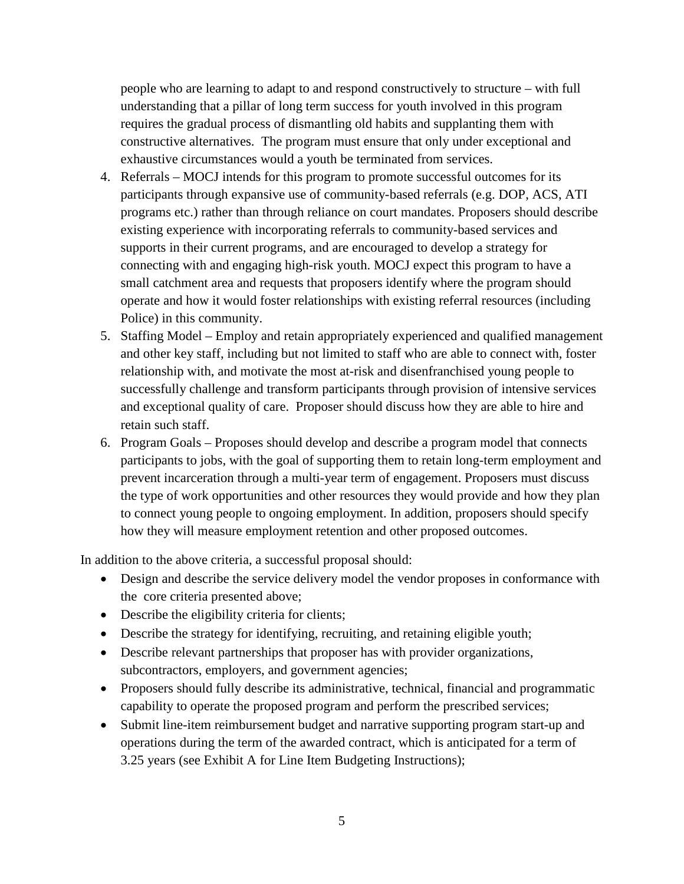people who are learning to adapt to and respond constructively to structure – with full understanding that a pillar of long term success for youth involved in this program requires the gradual process of dismantling old habits and supplanting them with constructive alternatives. The program must ensure that only under exceptional and exhaustive circumstances would a youth be terminated from services.

4. Referrals – MOCJ intends for this program to promote successful outcomes for its participants through expansive use of community-based referrals (e.g. DOP, ACS, ATI programs etc.) rather than through reliance on court mandates. Proposers should describe existing experience with incorporating referrals to community-based services and supports in their current programs, and are encouraged to develop a strategy for connecting with and engaging high-risk youth. MOCJ expect this program to have a small catchment area and requests that proposers identify where the program should operate and how it would foster relationships with existing referral resources (including Police) in this community.
5. Staffing Model – Employ and retain appropriately experienced and qualified management and other key staff, including but not limited to staff who are able to connect with, foster relationship with, and motivate the most at-risk and disenfranchised young people to successfully challenge and transform participants through provision of intensive services and exceptional quality of care. Proposer should discuss how they are able to hire and retain such staff.
6. Program Goals – Proposes should develop and describe a program model that connects participants to jobs, with the goal of supporting them to retain long-term employment and prevent incarceration through a multi-year term of engagement. Proposers must discuss the type of work opportunities and other resources they would provide and how they plan to connect young people to ongoing employment. In addition, proposers should specify how they will measure employment retention and other proposed outcomes.

In addition to the above criteria, a successful proposal should:

- Design and describe the service delivery model the vendor proposes in conformance with the core criteria presented above;
- Describe the eligibility criteria for clients;
- Describe the strategy for identifying, recruiting, and retaining eligible youth;
- Describe relevant partnerships that proposer has with provider organizations, subcontractors, employers, and government agencies;
- Proposers should fully describe its administrative, technical, financial and programmatic capability to operate the proposed program and perform the prescribed services;
- Submit line-item reimbursement budget and narrative supporting program start-up and operations during the term of the awarded contract, which is anticipated for a term of 3.25 years (see Exhibit A for Line Item Budgeting Instructions);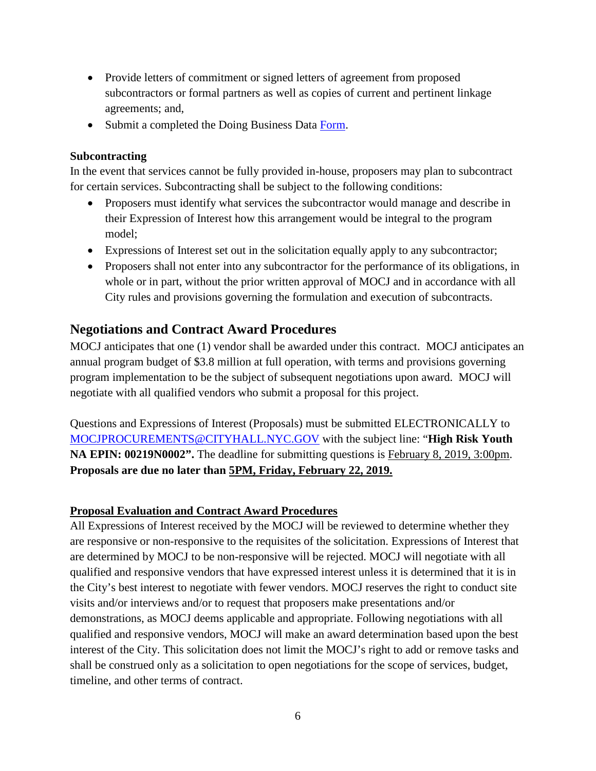- Provide letters of commitment or signed letters of agreement from proposed subcontractors or formal partners as well as copies of current and pertinent linkage agreements; and,
- Submit a completed the Doing Business Data [Form](Form).

**Subcontracting**

In the event that services cannot be fully provided in-house, proposers may plan to subcontract for certain services. Subcontracting shall be subject to the following conditions:

- Proposers must identify what services the subcontractor would manage and describe in their Expression of Interest how this arrangement would be integral to the program model;
- Expressions of Interest set out in the solicitation equally apply to any subcontractor;
- Proposers shall not enter into any subcontractor for the performance of its obligations, in whole or in part, without the prior written approval of MOCJ and in accordance with all City rules and provisions governing the formulation and execution of subcontracts.

## Negotiations and Contract Award Procedures

MOCJ anticipates that one (1) vendor shall be awarded under this contract. MOCJ anticipates an annual program budget of $3.8 million at full operation, with terms and provisions governing program implementation to be the subject of subsequent negotiations upon award. MOCJ will negotiate with all qualified vendors who submit a proposal for this project.

Questions and Expressions of Interest (Proposals) must be submitted ELECTRONICALLY to MOCJPROCUREMENTS@CITYHALL.NYC.GOV with the subject line: "**High Risk Youth NA EPIN: 00219N0002".** The deadline for submitting questions is February 8, 2019, 3:00pm. **Proposals are due no later than 5PM, Friday, February 22, 2019.**

**Proposal Evaluation and Contract Award Procedures**

All Expressions of Interest received by the MOCJ will be reviewed to determine whether they are responsive or non-responsive to the requisites of the solicitation. Expressions of Interest that are determined by MOCJ to be non-responsive will be rejected. MOCJ will negotiate with all qualified and responsive vendors that have expressed interest unless it is determined that it is in the City's best interest to negotiate with fewer vendors. MOCJ reserves the right to conduct site visits and/or interviews and/or to request that proposers make presentations and/or demonstrations, as MOCJ deems applicable and appropriate. Following negotiations with all qualified and responsive vendors, MOCJ will make an award determination based upon the best interest of the City. This solicitation does not limit the MOCJ's right to add or remove tasks and shall be construed only as a solicitation to open negotiations for the scope of services, budget, timeline, and other terms of contract.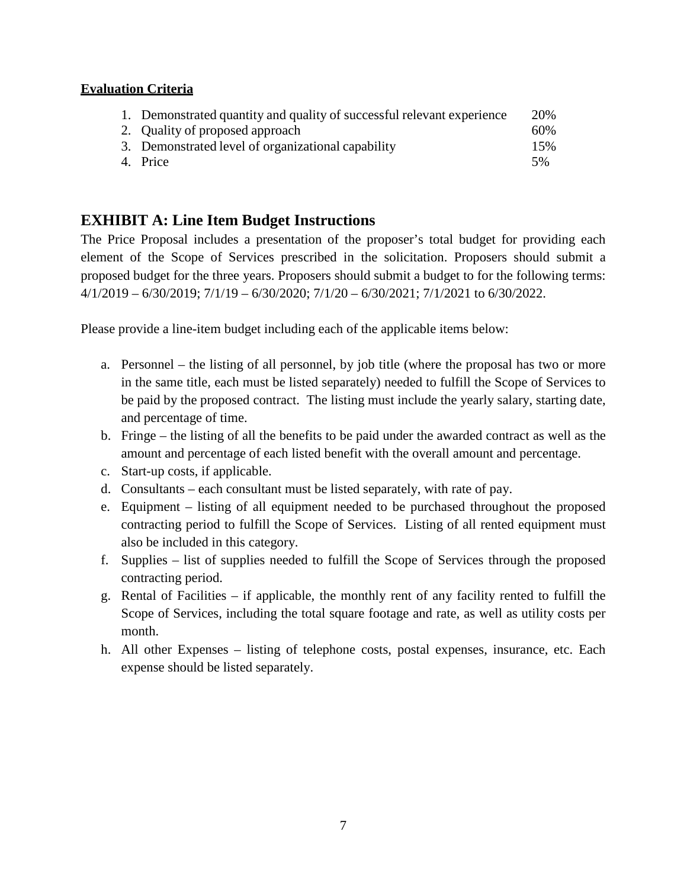**Evaluation Criteria**

| | |
|---|---|
| 1. Demonstrated quantity and quality of successful relevant experience | 20% |
| 2. Quality of proposed approach | 60% |
| 3. Demonstrated level of organizational capability | 15% |
| 4. Price | 5% |

## EXHIBIT A: Line Item Budget Instructions

The Price Proposal includes a presentation of the proposer's total budget for providing each element of the Scope of Services prescribed in the solicitation. Proposers should submit a proposed budget for the three years. Proposers should submit a budget to for the following terms: 4/1/2019 – 6/30/2019; 7/1/19 – 6/30/2020; 7/1/20 – 6/30/2021; 7/1/2021 to 6/30/2022.

Please provide a line-item budget including each of the applicable items below:

a. Personnel – the listing of all personnel, by job title (where the proposal has two or more in the same title, each must be listed separately) needed to fulfill the Scope of Services to be paid by the proposed contract. The listing must include the yearly salary, starting date, and percentage of time.
b. Fringe – the listing of all the benefits to be paid under the awarded contract as well as the amount and percentage of each listed benefit with the overall amount and percentage.
c. Start-up costs, if applicable.
d. Consultants – each consultant must be listed separately, with rate of pay.
e. Equipment – listing of all equipment needed to be purchased throughout the proposed contracting period to fulfill the Scope of Services. Listing of all rented equipment must also be included in this category.
f. Supplies – list of supplies needed to fulfill the Scope of Services through the proposed contracting period.
g. Rental of Facilities – if applicable, the monthly rent of any facility rented to fulfill the Scope of Services, including the total square footage and rate, as well as utility costs per month.
h. All other Expenses – listing of telephone costs, postal expenses, insurance, etc. Each expense should be listed separately.